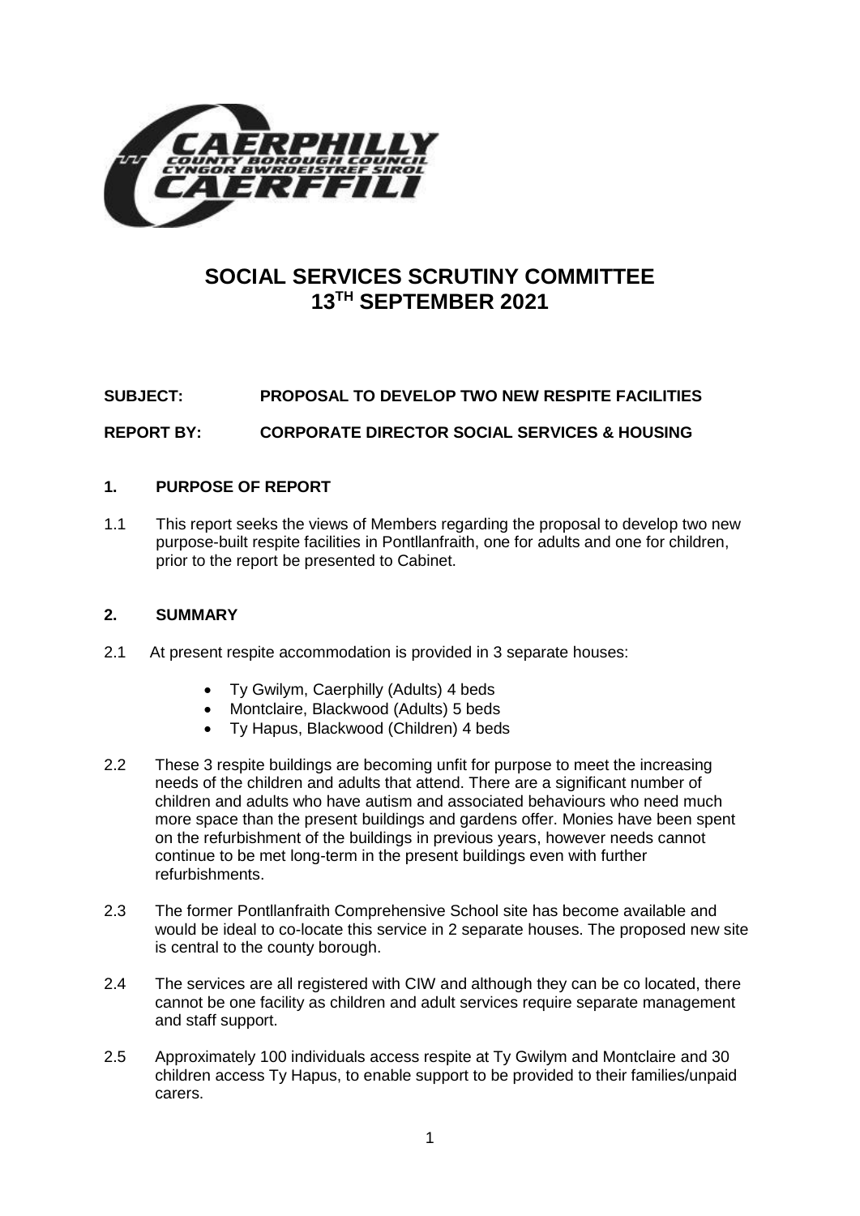# SOCIAL SERVICES SCRUTINY COMMITTEE
# 13TH SEPTEMBER 2021

**SUBJECT: PROPOSAL TO DEVELOP TWO NEW RESPITE FACILITIES**

**REPORT BY: CORPORATE DIRECTOR SOCIAL SERVICES & HOUSING**

## 1. PURPOSE OF REPORT

1.1 This report seeks the views of Members regarding the proposal to develop two new purpose-built respite facilities in Pontllanfraith, one for adults and one for children, prior to the report be presented to Cabinet.

## 2. SUMMARY

2.1 At present respite accommodation is provided in 3 separate houses:

- Ty Gwilym, Caerphilly (Adults) 4 beds
- Montclaire, Blackwood (Adults) 5 beds
- Ty Hapus, Blackwood (Children) 4 beds

2.2 These 3 respite buildings are becoming unfit for purpose to meet the increasing needs of the children and adults that attend. There are a significant number of children and adults who have autism and associated behaviours who need much more space than the present buildings and gardens offer. Monies have been spent on the refurbishment of the buildings in previous years, however needs cannot continue to be met long-term in the present buildings even with further refurbishments.

2.3 The former Pontllanfraith Comprehensive School site has become available and would be ideal to co-locate this service in 2 separate houses. The proposed new site is central to the county borough.

2.4 The services are all registered with CIW and although they can be co located, there cannot be one facility as children and adult services require separate management and staff support.

2.5 Approximately 100 individuals access respite at Ty Gwilym and Montclaire and 30 children access Ty Hapus, to enable support to be provided to their families/unpaid carers.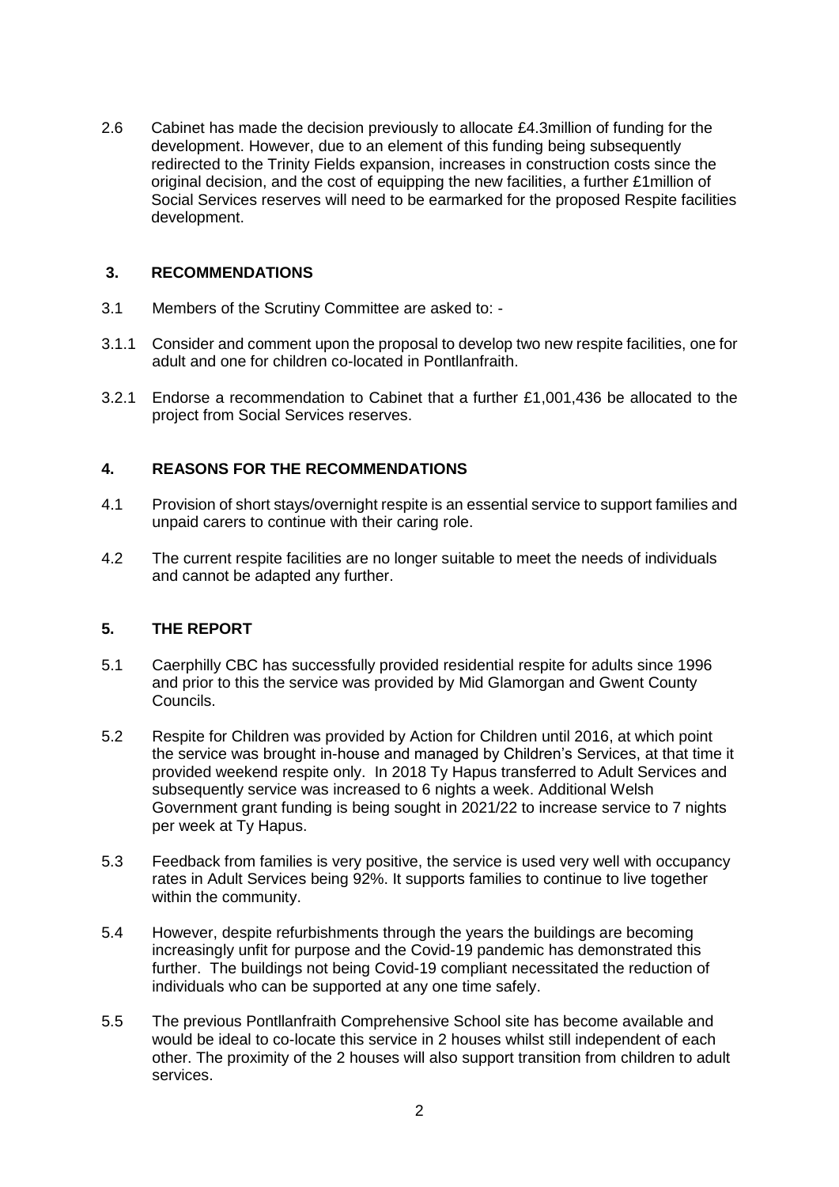2.6 Cabinet has made the decision previously to allocate £4.3million of funding for the development. However, due to an element of this funding being subsequently redirected to the Trinity Fields expansion, increases in construction costs since the original decision, and the cost of equipping the new facilities, a further £1million of Social Services reserves will need to be earmarked for the proposed Respite facilities development.

## 3. RECOMMENDATIONS

3.1 Members of the Scrutiny Committee are asked to: -

3.1.1 Consider and comment upon the proposal to develop two new respite facilities, one for adult and one for children co-located in Pontllanfraith.

3.2.1 Endorse a recommendation to Cabinet that a further £1,001,436 be allocated to the project from Social Services reserves.

## 4. REASONS FOR THE RECOMMENDATIONS

4.1 Provision of short stays/overnight respite is an essential service to support families and unpaid carers to continue with their caring role.

4.2 The current respite facilities are no longer suitable to meet the needs of individuals and cannot be adapted any further.

## 5. THE REPORT

5.1 Caerphilly CBC has successfully provided residential respite for adults since 1996 and prior to this the service was provided by Mid Glamorgan and Gwent County Councils.

5.2 Respite for Children was provided by Action for Children until 2016, at which point the service was brought in-house and managed by Children's Services, at that time it provided weekend respite only. In 2018 Ty Hapus transferred to Adult Services and subsequently service was increased to 6 nights a week. Additional Welsh Government grant funding is being sought in 2021/22 to increase service to 7 nights per week at Ty Hapus.

5.3 Feedback from families is very positive, the service is used very well with occupancy rates in Adult Services being 92%. It supports families to continue to live together within the community.

5.4 However, despite refurbishments through the years the buildings are becoming increasingly unfit for purpose and the Covid-19 pandemic has demonstrated this further. The buildings not being Covid-19 compliant necessitated the reduction of individuals who can be supported at any one time safely.

5.5 The previous Pontllanfraith Comprehensive School site has become available and would be ideal to co-locate this service in 2 houses whilst still independent of each other. The proximity of the 2 houses will also support transition from children to adult services.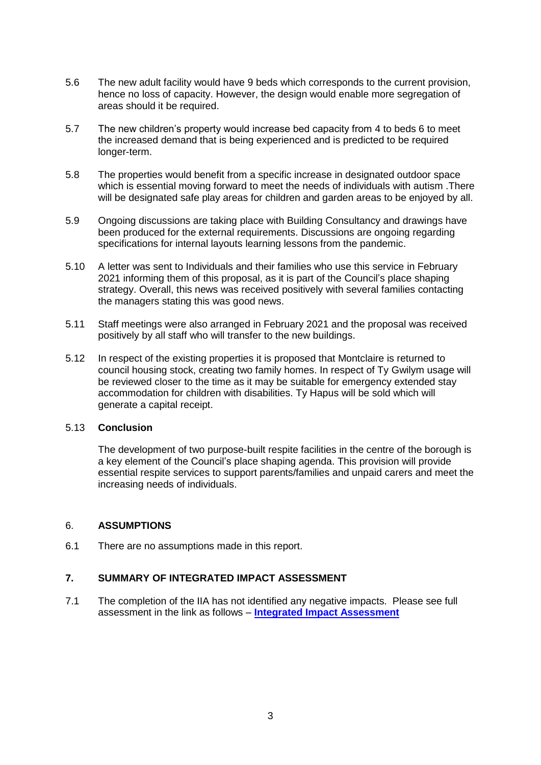5.6 The new adult facility would have 9 beds which corresponds to the current provision, hence no loss of capacity. However, the design would enable more segregation of areas should it be required.

5.7 The new children's property would increase bed capacity from 4 to beds 6 to meet the increased demand that is being experienced and is predicted to be required longer-term.

5.8 The properties would benefit from a specific increase in designated outdoor space which is essential moving forward to meet the needs of individuals with autism .There will be designated safe play areas for children and garden areas to be enjoyed by all.

5.9 Ongoing discussions are taking place with Building Consultancy and drawings have been produced for the external requirements. Discussions are ongoing regarding specifications for internal layouts learning lessons from the pandemic.

5.10 A letter was sent to Individuals and their families who use this service in February 2021 informing them of this proposal, as it is part of the Council's place shaping strategy. Overall, this news was received positively with several families contacting the managers stating this was good news.

5.11 Staff meetings were also arranged in February 2021 and the proposal was received positively by all staff who will transfer to the new buildings.

5.12 In respect of the existing properties it is proposed that Montclaire is returned to council housing stock, creating two family homes. In respect of Ty Gwilym usage will be reviewed closer to the time as it may be suitable for emergency extended stay accommodation for children with disabilities. Ty Hapus will be sold which will generate a capital receipt.

5.13 **Conclusion**

The development of two purpose-built respite facilities in the centre of the borough is a key element of the Council's place shaping agenda. This provision will provide essential respite services to support parents/families and unpaid carers and meet the increasing needs of individuals.

## 6. ASSUMPTIONS

6.1 There are no assumptions made in this report.

## 7. SUMMARY OF INTEGRATED IMPACT ASSESSMENT

7.1 The completion of the IIA has not identified any negative impacts. Please see full assessment in the link as follows – **Integrated Impact Assessment**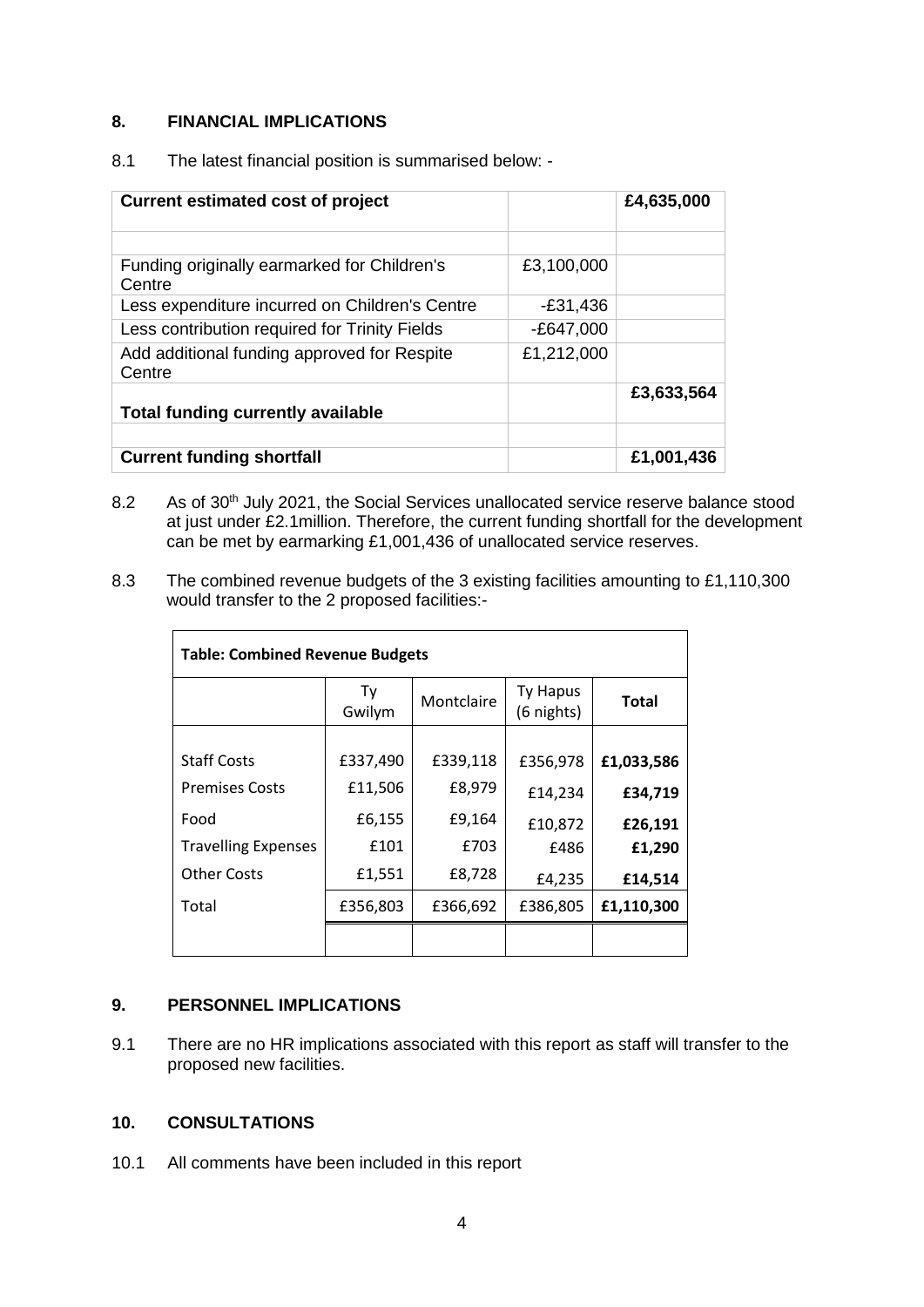## 8. FINANCIAL IMPLICATIONS

8.1 The latest financial position is summarised below: -

| **Current estimated cost of project** | | **£4,635,000** |
|---|---|---|
| | | |
| Funding originally earmarked for Children's Centre | £3,100,000 | |
| Less expenditure incurred on Children's Centre | -£31,436 | |
| Less contribution required for Trinity Fields | -£647,000 | |
| Add additional funding approved for Respite Centre | £1,212,000 | |
| **Total funding currently available** | | **£3,633,564** |
| | | |
| **Current funding shortfall** | | **£1,001,436** |

8.2 As of 30th July 2021, the Social Services unallocated service reserve balance stood at just under £2.1million. Therefore, the current funding shortfall for the development can be met by earmarking £1,001,436 of unallocated service reserves.

8.3 The combined revenue budgets of the 3 existing facilities amounting to £1,110,300 would transfer to the 2 proposed facilities:-

**Table: Combined Revenue Budgets**

| | Ty Gwilym | Montclaire | Ty Hapus (6 nights) | **Total** |
|---|---|---|---|---|
| Staff Costs | £337,490 | £339,118 | £356,978 | **£1,033,586** |
| Premises Costs | £11,506 | £8,979 | £14,234 | **£34,719** |
| Food | £6,155 | £9,164 | £10,872 | **£26,191** |
| Travelling Expenses | £101 | £703 | £486 | **£1,290** |
| Other Costs | £1,551 | £8,728 | £4,235 | **£14,514** |
| Total | £356,803 | £366,692 | £386,805 | **£1,110,300** |

## 9. PERSONNEL IMPLICATIONS

9.1 There are no HR implications associated with this report as staff will transfer to the proposed new facilities.

## 10. CONSULTATIONS

10.1 All comments have been included in this report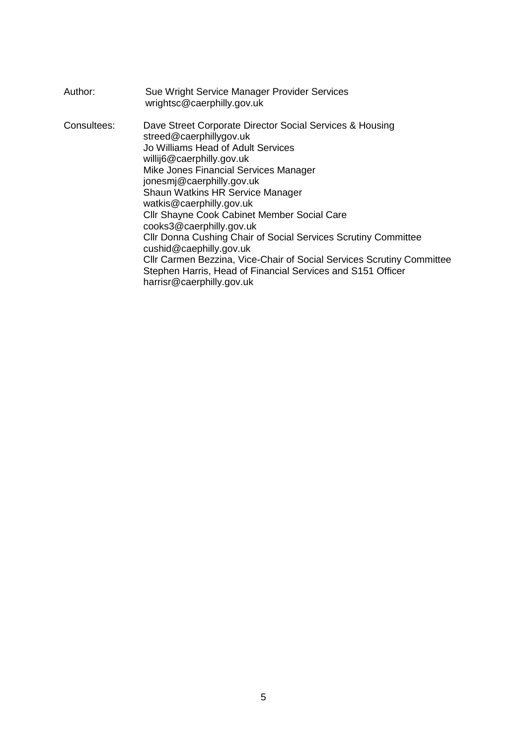Author: Sue Wright Service Manager Provider Services
wrightsc@caerphilly.gov.uk

Consultees: Dave Street Corporate Director Social Services & Housing
streed@caerphillygov.uk
Jo Williams Head of Adult Services
willij6@caerphilly.gov.uk
Mike Jones Financial Services Manager
jonesmj@caerphilly.gov.uk
Shaun Watkins HR Service Manager
watkis@caerphilly.gov.uk
Cllr Shayne Cook Cabinet Member Social Care
cooks3@caerphilly.gov.uk
Cllr Donna Cushing Chair of Social Services Scrutiny Committee
cushid@caephilly.gov.uk
Cllr Carmen Bezzina, Vice-Chair of Social Services Scrutiny Committee
Stephen Harris, Head of Financial Services and S151 Officer
harrisr@caerphilly.gov.uk